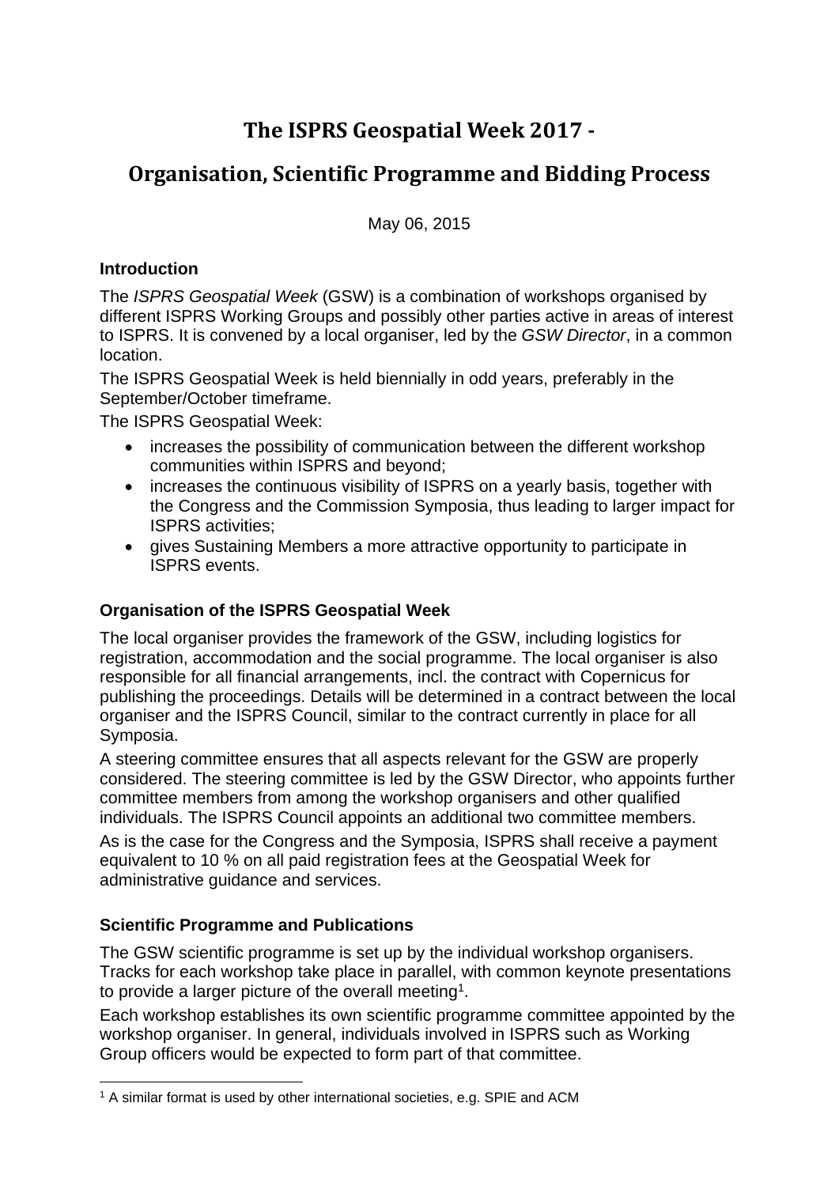# The ISPRS Geospatial Week 2017 -

# Organisation, Scientific Programme and Bidding Process

May 06, 2015

### Introduction

The *ISPRS Geospatial Week* (GSW) is a combination of workshops organised by different ISPRS Working Groups and possibly other parties active in areas of interest to ISPRS. It is convened by a local organiser, led by the *GSW Director*, in a common location.

The ISPRS Geospatial Week is held biennially in odd years, preferably in the September/October timeframe.

The ISPRS Geospatial Week:

- increases the possibility of communication between the different workshop communities within ISPRS and beyond;
- increases the continuous visibility of ISPRS on a yearly basis, together with the Congress and the Commission Symposia, thus leading to larger impact for ISPRS activities;
- gives Sustaining Members a more attractive opportunity to participate in ISPRS events.

### Organisation of the ISPRS Geospatial Week

The local organiser provides the framework of the GSW, including logistics for registration, accommodation and the social programme. The local organiser is also responsible for all financial arrangements, incl. the contract with Copernicus for publishing the proceedings. Details will be determined in a contract between the local organiser and the ISPRS Council, similar to the contract currently in place for all Symposia.

A steering committee ensures that all aspects relevant for the GSW are properly considered. The steering committee is led by the GSW Director, who appoints further committee members from among the workshop organisers and other qualified individuals. The ISPRS Council appoints an additional two committee members.

As is the case for the Congress and the Symposia, ISPRS shall receive a payment equivalent to 10 % on all paid registration fees at the Geospatial Week for administrative guidance and services.

### Scientific Programme and Publications

The GSW scientific programme is set up by the individual workshop organisers. Tracks for each workshop take place in parallel, with common keynote presentations to provide a larger picture of the overall meeting[1].

Each workshop establishes its own scientific programme committee appointed by the workshop organiser. In general, individuals involved in ISPRS such as Working Group officers would be expected to form part of that committee.

[1] A similar format is used by other international societies, e.g. SPIE and ACM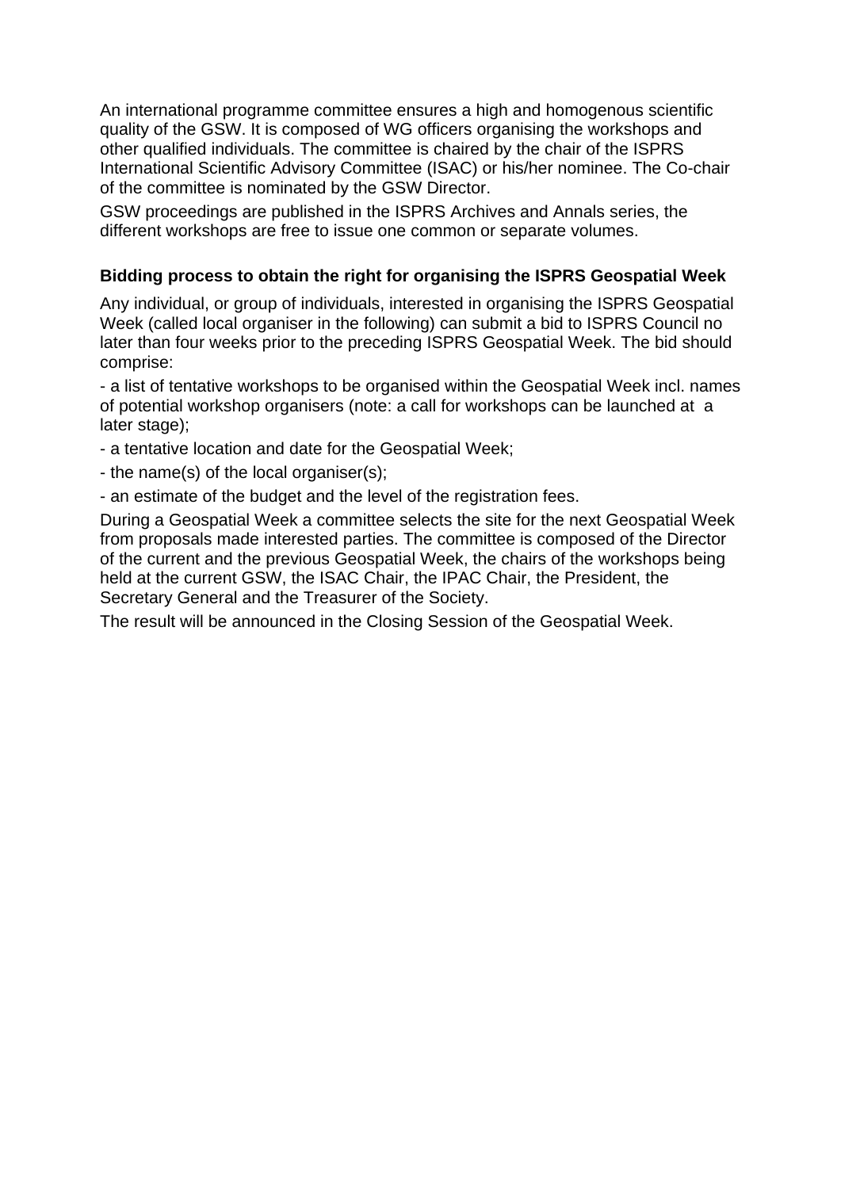An international programme committee ensures a high and homogenous scientific quality of the GSW. It is composed of WG officers organising the workshops and other qualified individuals. The committee is chaired by the chair of the ISPRS International Scientific Advisory Committee (ISAC) or his/her nominee. The Co-chair of the committee is nominated by the GSW Director.

GSW proceedings are published in the ISPRS Archives and Annals series, the different workshops are free to issue one common or separate volumes.

**Bidding process to obtain the right for organising the ISPRS Geospatial Week**

Any individual, or group of individuals, interested in organising the ISPRS Geospatial Week (called local organiser in the following) can submit a bid to ISPRS Council no later than four weeks prior to the preceding ISPRS Geospatial Week. The bid should comprise:

- a list of tentative workshops to be organised within the Geospatial Week incl. names of potential workshop organisers (note: a call for workshops can be launched at a later stage);
- a tentative location and date for the Geospatial Week;
- the name(s) of the local organiser(s);
- an estimate of the budget and the level of the registration fees.

During a Geospatial Week a committee selects the site for the next Geospatial Week from proposals made interested parties. The committee is composed of the Director of the current and the previous Geospatial Week, the chairs of the workshops being held at the current GSW, the ISAC Chair, the IPAC Chair, the President, the Secretary General and the Treasurer of the Society.

The result will be announced in the Closing Session of the Geospatial Week.